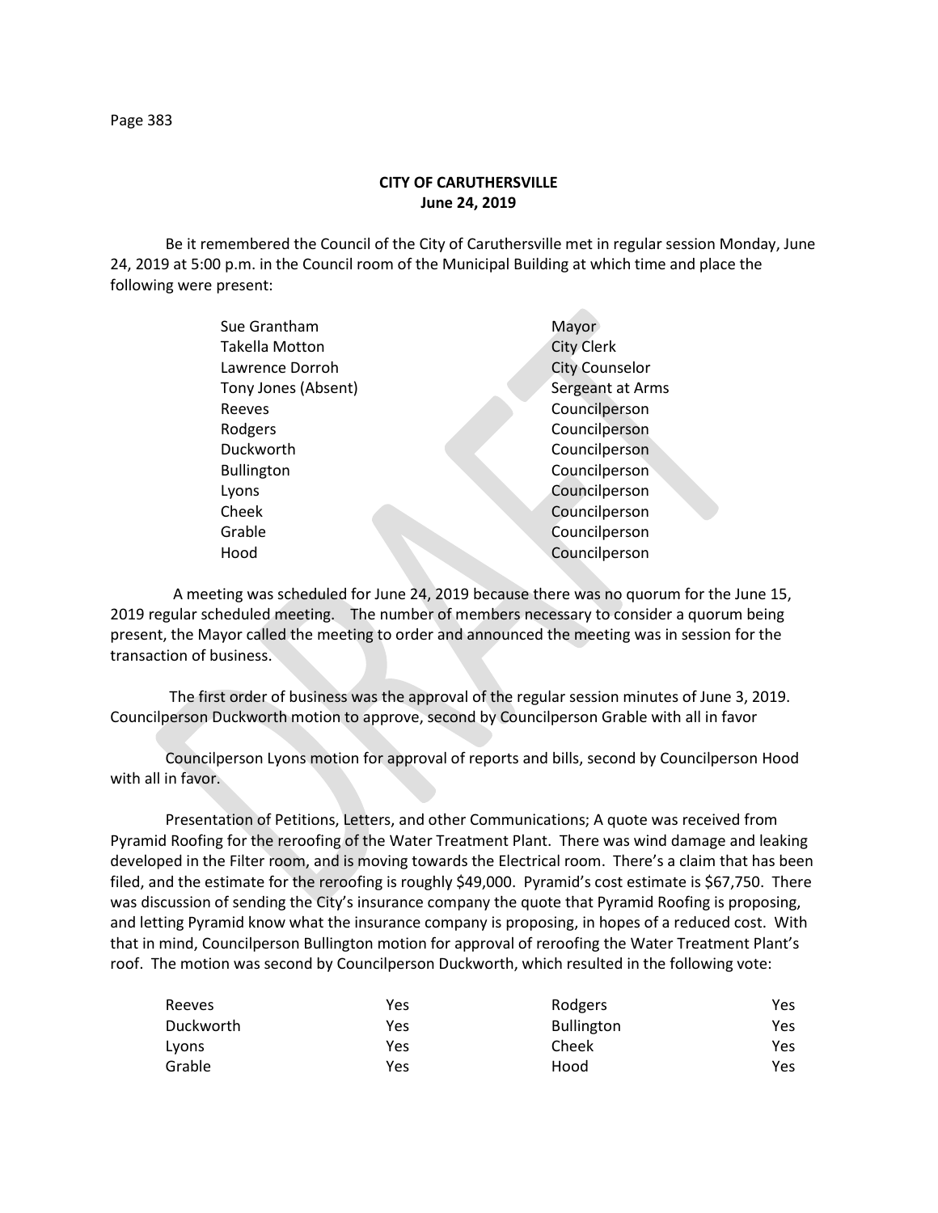**CITY OF CARUTHERSVILLE**
**June 24, 2019**

Be it remembered the Council of the City of Caruthersville met in regular session Monday, June 24, 2019 at 5:00 p.m. in the Council room of the Municipal Building at which time and place the following were present:

| | |
|---|---|
| Sue Grantham | Mayor |
| Takella Motton | City Clerk |
| Lawrence Dorroh | City Counselor |
| Tony Jones (Absent) | Sergeant at Arms |
| Reeves | Councilperson |
| Rodgers | Councilperson |
| Duckworth | Councilperson |
| Bullington | Councilperson |
| Lyons | Councilperson |
| Cheek | Councilperson |
| Grable | Councilperson |
| Hood | Councilperson |

A meeting was scheduled for June 24, 2019 because there was no quorum for the June 15, 2019 regular scheduled meeting. The number of members necessary to consider a quorum being present, the Mayor called the meeting to order and announced the meeting was in session for the transaction of business.

The first order of business was the approval of the regular session minutes of June 3, 2019. Councilperson Duckworth motion to approve, second by Councilperson Grable with all in favor

Councilperson Lyons motion for approval of reports and bills, second by Councilperson Hood with all in favor.

Presentation of Petitions, Letters, and other Communications; A quote was received from Pyramid Roofing for the reroofing of the Water Treatment Plant. There was wind damage and leaking developed in the Filter room, and is moving towards the Electrical room. There's a claim that has been filed, and the estimate for the reroofing is roughly $49,000. Pyramid's cost estimate is $67,750. There was discussion of sending the City's insurance company the quote that Pyramid Roofing is proposing, and letting Pyramid know what the insurance company is proposing, in hopes of a reduced cost. With that in mind, Councilperson Bullington motion for approval of reroofing the Water Treatment Plant's roof. The motion was second by Councilperson Duckworth, which resulted in the following vote:

| | | | |
|---|---|---|---|
| Reeves | Yes | Rodgers | Yes |
| Duckworth | Yes | Bullington | Yes |
| Lyons | Yes | Cheek | Yes |
| Grable | Yes | Hood | Yes |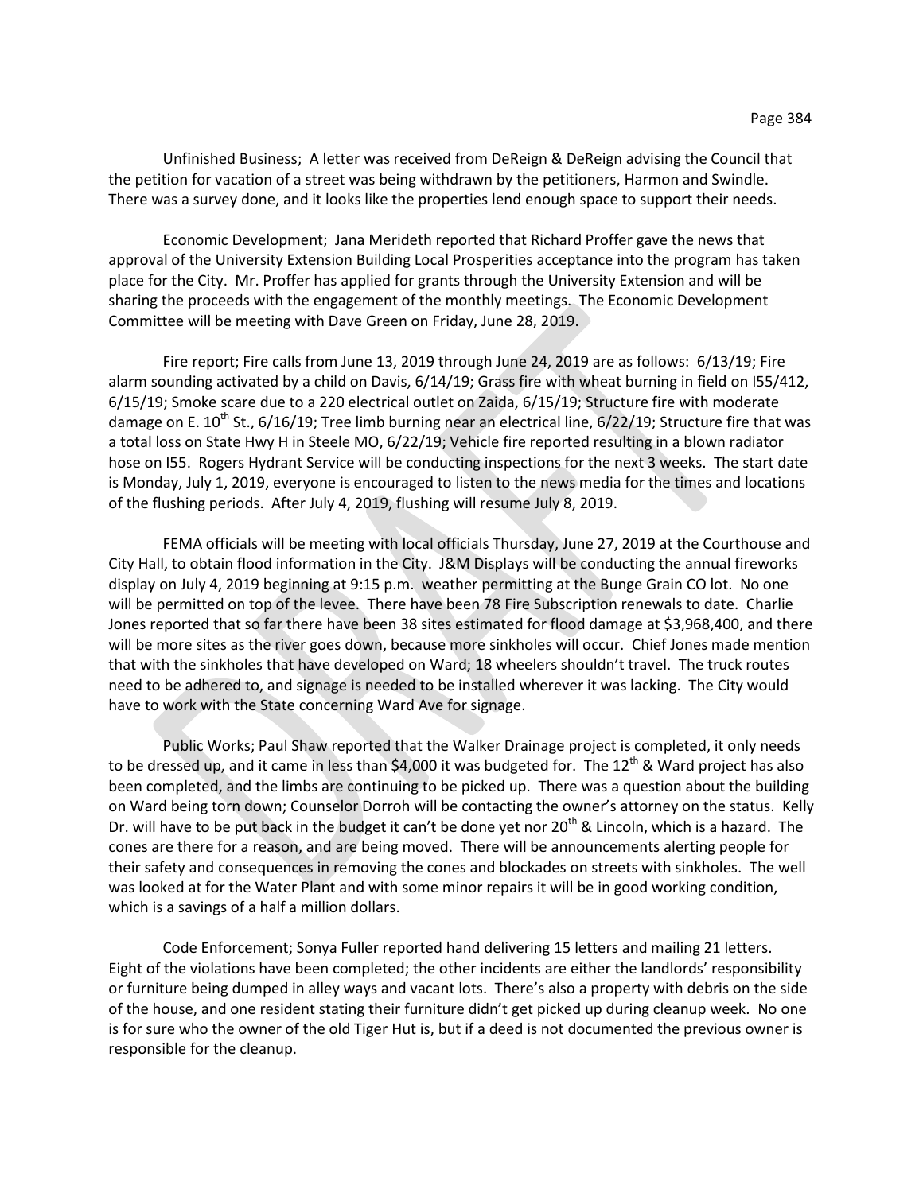Unfinished Business; A letter was received from DeReign & DeReign advising the Council that the petition for vacation of a street was being withdrawn by the petitioners, Harmon and Swindle. There was a survey done, and it looks like the properties lend enough space to support their needs.

Economic Development; Jana Merideth reported that Richard Proffer gave the news that approval of the University Extension Building Local Prosperities acceptance into the program has taken place for the City. Mr. Proffer has applied for grants through the University Extension and will be sharing the proceeds with the engagement of the monthly meetings. The Economic Development Committee will be meeting with Dave Green on Friday, June 28, 2019.

Fire report; Fire calls from June 13, 2019 through June 24, 2019 are as follows: 6/13/19; Fire alarm sounding activated by a child on Davis, 6/14/19; Grass fire with wheat burning in field on I55/412, 6/15/19; Smoke scare due to a 220 electrical outlet on Zaida, 6/15/19; Structure fire with moderate damage on E. 10th St., 6/16/19; Tree limb burning near an electrical line, 6/22/19; Structure fire that was a total loss on State Hwy H in Steele MO, 6/22/19; Vehicle fire reported resulting in a blown radiator hose on I55. Rogers Hydrant Service will be conducting inspections for the next 3 weeks. The start date is Monday, July 1, 2019, everyone is encouraged to listen to the news media for the times and locations of the flushing periods. After July 4, 2019, flushing will resume July 8, 2019.

FEMA officials will be meeting with local officials Thursday, June 27, 2019 at the Courthouse and City Hall, to obtain flood information in the City. J&M Displays will be conducting the annual fireworks display on July 4, 2019 beginning at 9:15 p.m. weather permitting at the Bunge Grain CO lot. No one will be permitted on top of the levee. There have been 78 Fire Subscription renewals to date. Charlie Jones reported that so far there have been 38 sites estimated for flood damage at $3,968,400, and there will be more sites as the river goes down, because more sinkholes will occur. Chief Jones made mention that with the sinkholes that have developed on Ward; 18 wheelers shouldn't travel. The truck routes need to be adhered to, and signage is needed to be installed wherever it was lacking. The City would have to work with the State concerning Ward Ave for signage.

Public Works; Paul Shaw reported that the Walker Drainage project is completed, it only needs to be dressed up, and it came in less than $4,000 it was budgeted for. The 12th & Ward project has also been completed, and the limbs are continuing to be picked up. There was a question about the building on Ward being torn down; Counselor Dorroh will be contacting the owner's attorney on the status. Kelly Dr. will have to be put back in the budget it can't be done yet nor 20th & Lincoln, which is a hazard. The cones are there for a reason, and are being moved. There will be announcements alerting people for their safety and consequences in removing the cones and blockades on streets with sinkholes. The well was looked at for the Water Plant and with some minor repairs it will be in good working condition, which is a savings of a half a million dollars.

Code Enforcement; Sonya Fuller reported hand delivering 15 letters and mailing 21 letters. Eight of the violations have been completed; the other incidents are either the landlords' responsibility or furniture being dumped in alley ways and vacant lots. There's also a property with debris on the side of the house, and one resident stating their furniture didn't get picked up during cleanup week. No one is for sure who the owner of the old Tiger Hut is, but if a deed is not documented the previous owner is responsible for the cleanup.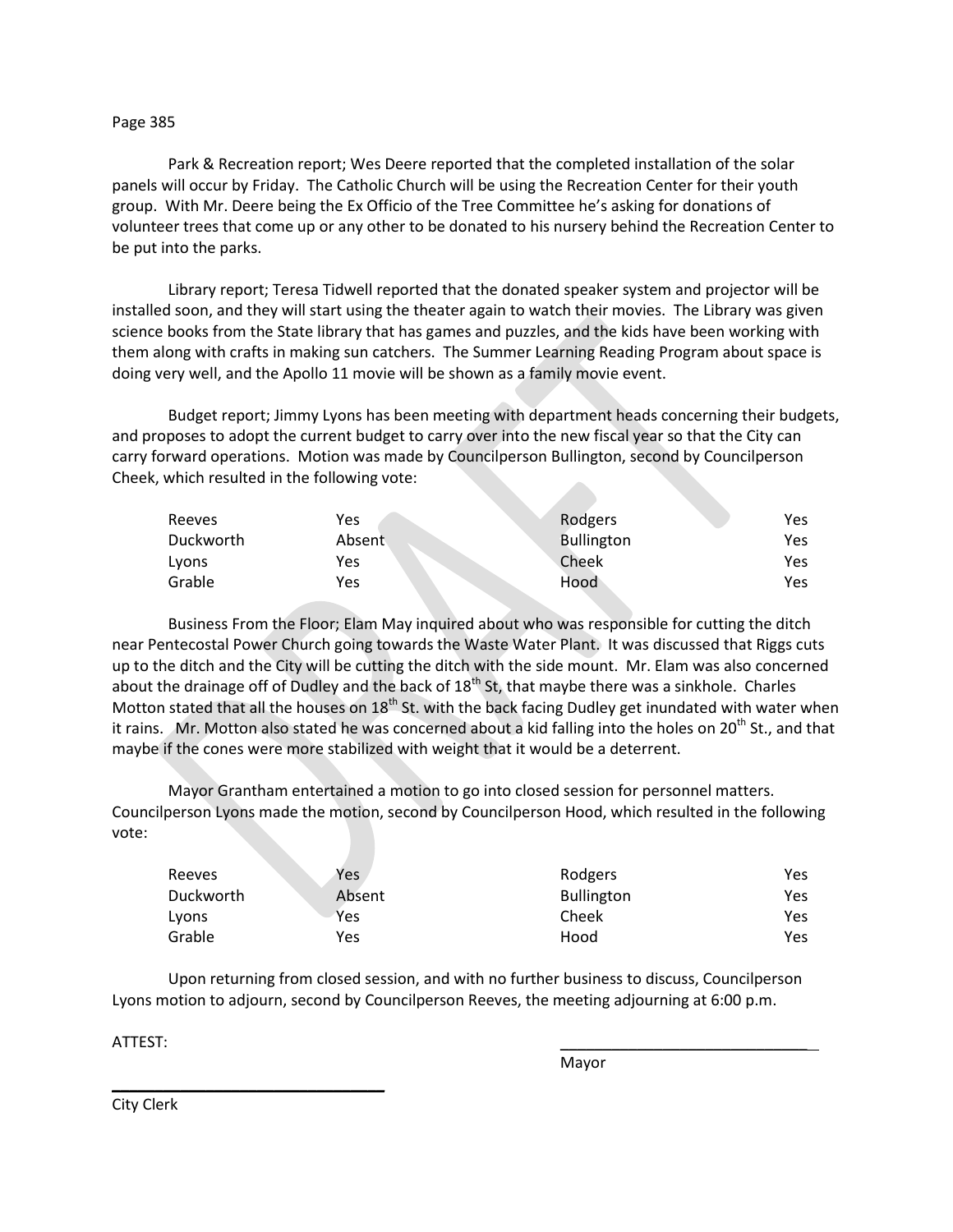Park & Recreation report; Wes Deere reported that the completed installation of the solar panels will occur by Friday. The Catholic Church will be using the Recreation Center for their youth group. With Mr. Deere being the Ex Officio of the Tree Committee he's asking for donations of volunteer trees that come up or any other to be donated to his nursery behind the Recreation Center to be put into the parks.

Library report; Teresa Tidwell reported that the donated speaker system and projector will be installed soon, and they will start using the theater again to watch their movies. The Library was given science books from the State library that has games and puzzles, and the kids have been working with them along with crafts in making sun catchers. The Summer Learning Reading Program about space is doing very well, and the Apollo 11 movie will be shown as a family movie event.

Budget report; Jimmy Lyons has been meeting with department heads concerning their budgets, and proposes to adopt the current budget to carry over into the new fiscal year so that the City can carry forward operations. Motion was made by Councilperson Bullington, second by Councilperson Cheek, which resulted in the following vote:

| | | | |
|---|---|---|---|
| Reeves | Yes | Rodgers | Yes |
| Duckworth | Absent | Bullington | Yes |
| Lyons | Yes | Cheek | Yes |
| Grable | Yes | Hood | Yes |

Business From the Floor; Elam May inquired about who was responsible for cutting the ditch near Pentecostal Power Church going towards the Waste Water Plant. It was discussed that Riggs cuts up to the ditch and the City will be cutting the ditch with the side mount. Mr. Elam was also concerned about the drainage off of Dudley and the back of 18th St, that maybe there was a sinkhole. Charles Motton stated that all the houses on 18th St. with the back facing Dudley get inundated with water when it rains. Mr. Motton also stated he was concerned about a kid falling into the holes on 20th St., and that maybe if the cones were more stabilized with weight that it would be a deterrent.

Mayor Grantham entertained a motion to go into closed session for personnel matters. Councilperson Lyons made the motion, second by Councilperson Hood, which resulted in the following vote:

| | | | |
|---|---|---|---|
| Reeves | Yes | Rodgers | Yes |
| Duckworth | Absent | Bullington | Yes |
| Lyons | Yes | Cheek | Yes |
| Grable | Yes | Hood | Yes |

Upon returning from closed session, and with no further business to discuss, Councilperson Lyons motion to adjourn, second by Councilperson Reeves, the meeting adjourning at 6:00 p.m.

ATTEST:

______________________________
Mayor

______________________________
City Clerk